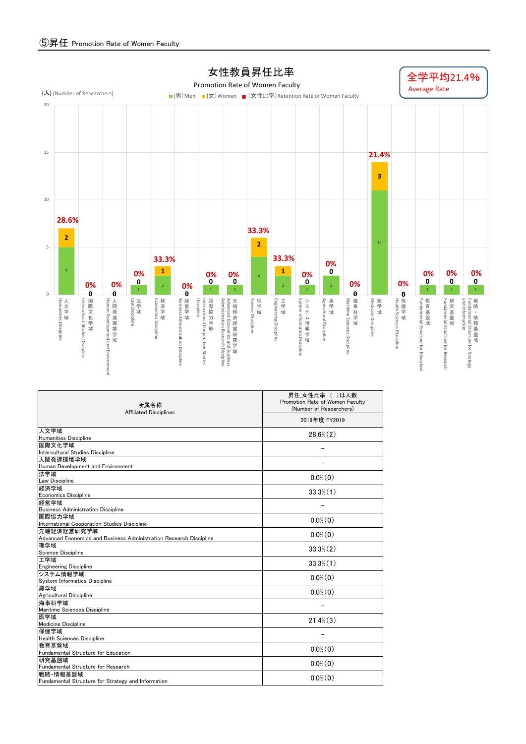# ⑤昇任 Promotion Rate of Women Faculty

## 女性教員昇任比率

Promotion Rate of Women Faculty

全学平均21.4%
Average Rate

(人) (Number of Researchers)

■(男)Men ■(女)Women ■(女性比率)Retention Rate of Women Faculty

| 所属名称 Affiliated Disciplines | 男 Men | 女 Women | 女性比率 |
|---|---|---|---|
| 人文学域 Humanities Discipline | 5 | 2 | 28.6% |
| 国際文化学域 Intercultural Studies Discipline | | 0 | 0% |
| 人間発達環境学域 Human Development and Environment | | 0 | 0% |
| 法学域 Law Discipline | 1 | 0 | 0% |
| 経済学域 Economics Discipline | 2 | 1 | 33.3% |
| 経営学域 Business Administration Discipline | | 0 | 0% |
| 国際協力学域 International Cooperation Studies Discipline | 1 | 0 | 0% |
| 先端経済経営研究学域 Advanced Economics and Business Administration Research Discipline | 1 | 0 | 0% |
| 理学域 Science Discipline | 4 | 2 | 33.3% |
| 工学域 Engineering Discipline | 2 | 1 | 33.3% |
| システム情報学域 System Informatics Discipline | 1 | 0 | 0% |
| 農学域 Agricultural Discipline | 2 | 0 | 0% |
| 海事科学域 Maritime Sciences Discipline | | 0 | 0% |
| 医学域 Medicine Discipline | 11 | 3 | 21.4% |
| 保健学域 Health Sciences Discipline | | 0 | 0% |
| 教育基盤域 Fundamental Structure for Education | 1 | 0 | 0% |
| 研究基盤域 Fundamental Structure for Research | 1 | 0 | 0% |
| 戦略・情報基盤域 Fundamental Structure for Strategy and Information | 1 | 0 | 0% |

| 所属名称 Affiliated Disciplines | 昇任_女性比率 ( )は人数 Promotion Rate of Women Faculty (Number of Researchers) |
|---|---|
| | 2019年度 FY2019 |
| 人文学域 Humanities Discipline | 28.6%(2) |
| 国際文化学域 Intercultural Studies Discipline | − |
| 人間発達環境学域 Human Development and Environment | − |
| 法学域 Law Discipline | 0.0%(0) |
| 経済学域 Economics Discipline | 33.3%(1) |
| 経営学域 Business Administration Discipline | − |
| 国際協力学域 International Cooperation Studies Discipline | 0.0%(0) |
| 先端経済経営研究学域 Advanced Economics and Business Administration Research Discipline | 0.0%(0) |
| 理学域 Science Discipline | 33.3%(2) |
| 工学域 Engineering Discipline | 33.3%(1) |
| システム情報学域 System Informatics Discipline | 0.0%(0) |
| 農学域 Agricultural Discipline | 0.0%(0) |
| 海事科学域 Maritime Sciences Discipline | − |
| 医学域 Medicine Discipline | 21.4%(3) |
| 保健学域 Health Sciences Discipline | − |
| 教育基盤域 Fundamental Structure for Education | 0.0%(0) |
| 研究基盤域 Fundamental Structure for Research | 0.0%(0) |
| 戦略・情報基盤域 Fundamental Structure for Strategy and Information | 0.0%(0) |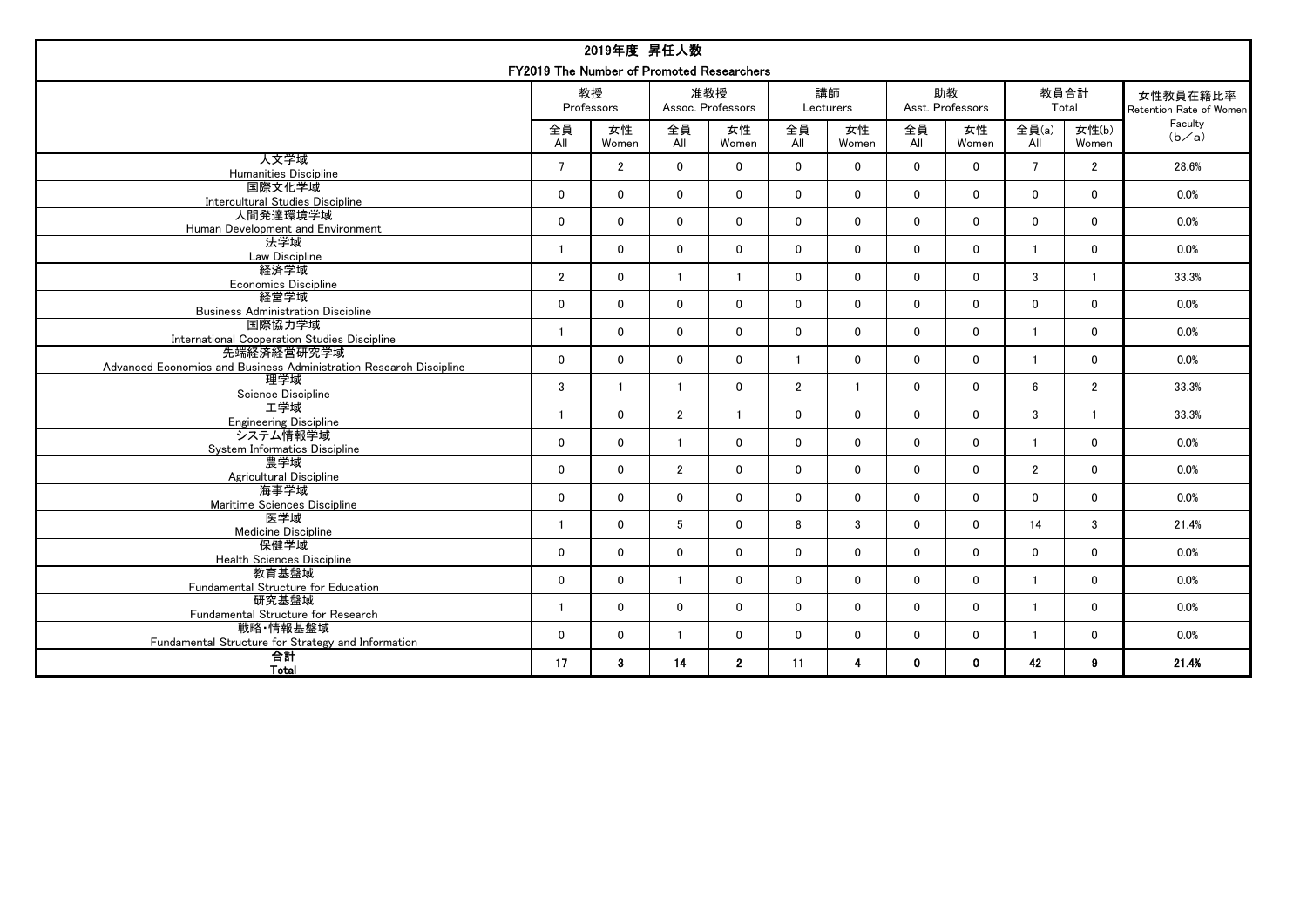## 2019年度 昇任人数

## FY2019 The Number of Promoted Researchers

| | 教授 Professors | | 准教授 Assoc. Professors | | 講師 Lecturers | | 助教 Asst. Professors | | 教員合計 Total | | 女性教員在籍比率 Retention Rate of Women Faculty |
|---|---|---|---|---|---|---|---|---|---|---|---|
| | 全員 All | 女性 Women | 全員 All | 女性 Women | 全員 All | 女性 Women | 全員 All | 女性 Women | 全員(a) All | 女性(b) Women | (b／a) |
| 人文学域 Humanities Discipline | 7 | 2 | 0 | 0 | 0 | 0 | 0 | 0 | 7 | 2 | 28.6% |
| 国際文化学域 Intercultural Studies Discipline | 0 | 0 | 0 | 0 | 0 | 0 | 0 | 0 | 0 | 0 | 0.0% |
| 人間発達環境学域 Human Development and Environment | 0 | 0 | 0 | 0 | 0 | 0 | 0 | 0 | 0 | 0 | 0.0% |
| 法学域 Law Discipline | 1 | 0 | 0 | 0 | 0 | 0 | 0 | 0 | 1 | 0 | 0.0% |
| 経済学域 Economics Discipline | 2 | 0 | 1 | 1 | 0 | 0 | 0 | 0 | 3 | 1 | 33.3% |
| 経営学域 Business Administration Discipline | 0 | 0 | 0 | 0 | 0 | 0 | 0 | 0 | 0 | 0 | 0.0% |
| 国際協力学域 International Cooperation Studies Discipline | 1 | 0 | 0 | 0 | 0 | 0 | 0 | 0 | 1 | 0 | 0.0% |
| 先端経済経営研究学域 Advanced Economics and Business Administration Research Discipline | 0 | 0 | 0 | 0 | 1 | 0 | 0 | 0 | 1 | 0 | 0.0% |
| 理学域 Science Discipline | 3 | 1 | 1 | 0 | 2 | 1 | 0 | 0 | 6 | 2 | 33.3% |
| 工学域 Engineering Discipline | 1 | 0 | 2 | 1 | 0 | 0 | 0 | 0 | 3 | 1 | 33.3% |
| システム情報学域 System Informatics Discipline | 0 | 0 | 1 | 0 | 0 | 0 | 0 | 0 | 1 | 0 | 0.0% |
| 農学域 Agricultural Discipline | 0 | 0 | 2 | 0 | 0 | 0 | 0 | 0 | 2 | 0 | 0.0% |
| 海事学域 Maritime Sciences Discipline | 0 | 0 | 0 | 0 | 0 | 0 | 0 | 0 | 0 | 0 | 0.0% |
| 医学域 Medicine Discipline | 1 | 0 | 5 | 0 | 8 | 3 | 0 | 0 | 14 | 3 | 21.4% |
| 保健学域 Health Sciences Discipline | 0 | 0 | 0 | 0 | 0 | 0 | 0 | 0 | 0 | 0 | 0.0% |
| 教育基盤域 Fundamental Structure for Education | 0 | 0 | 1 | 0 | 0 | 0 | 0 | 0 | 1 | 0 | 0.0% |
| 研究基盤域 Fundamental Structure for Research | 1 | 0 | 0 | 0 | 0 | 0 | 0 | 0 | 1 | 0 | 0.0% |
| 戦略・情報基盤域 Fundamental Structure for Strategy and Information | 0 | 0 | 1 | 0 | 0 | 0 | 0 | 0 | 1 | 0 | 0.0% |
| **合計 Total** | **17** | **3** | **14** | **2** | **11** | **4** | **0** | **0** | **42** | **9** | **21.4%** |